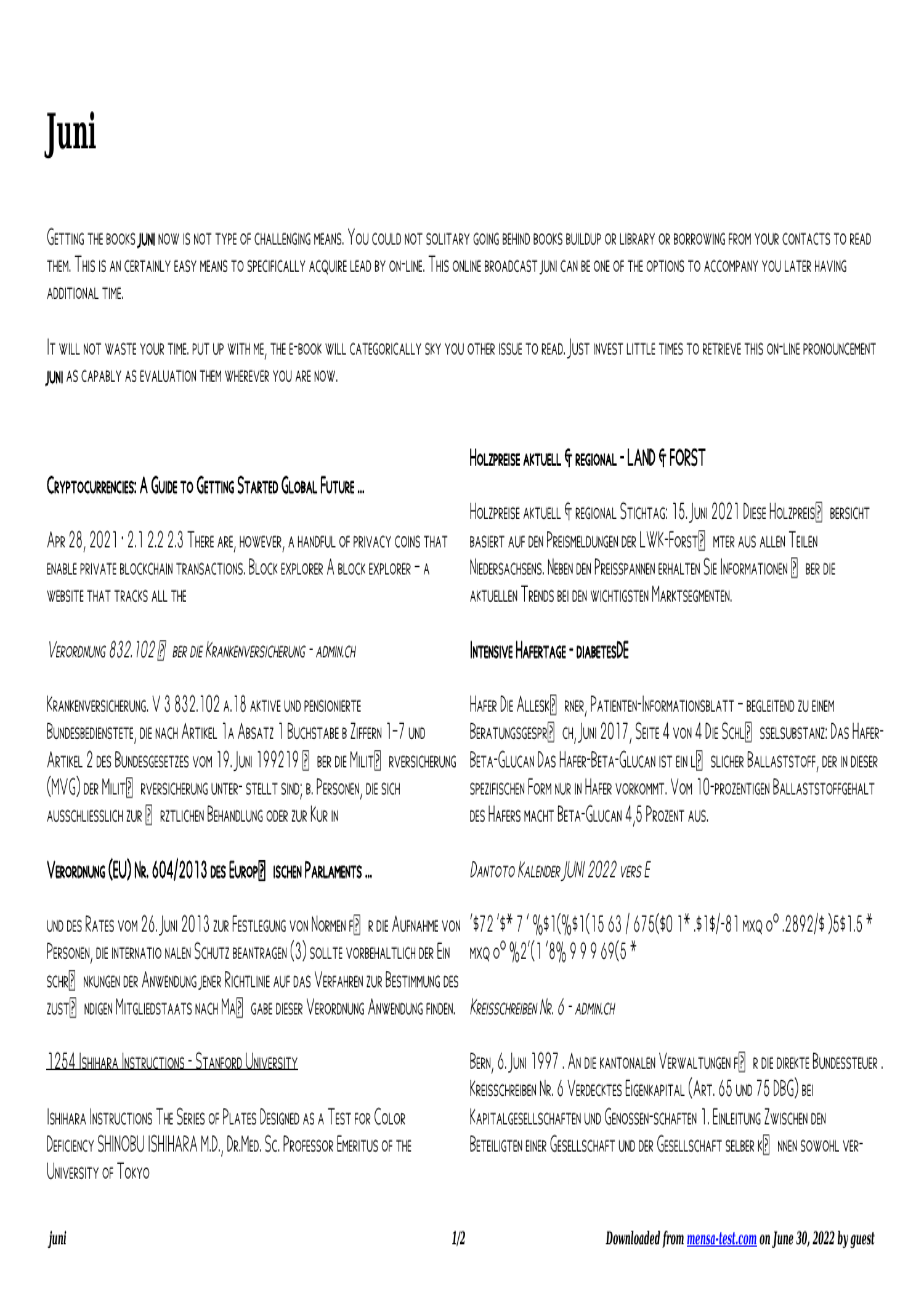# Juni

Getting the books **juni** now is not type of challenging means. You could not solitary going behind books buildup or library or borrowing from your contacts to read them. This is an certainly easy means to specifically acquire lead by on-line. This online broadcast juni can be one of the options to accompany you later having additional time.

It will not waste your time. put up with me, the e-book will categorically sky you other issue to read. Just invest little times to retrieve this on-line pronouncement **juni** as capably as evaluation them wherever you are now.

## Cryptocurrencies: A Guide to Getting Started Global Future ...

Apr 28, 2021 · 2.1 2.2 2.3 There are, however, a handful of privacy coins that enable private blockchain transactions. Block explorer A block explorer – a website that tracks all the

## *Verordnung 832.102 � ber die Krankenversicherung - admin.ch*

Krankenversicherung. V 3 832.102 a.18 aktive und pensionierte Bundesbedienstete, die nach Artikel 1a Absatz 1 Buchstabe b Ziffern 1–7 und Artikel 2 des Bundesgesetzes vom 19. Juni 199219 � ber die Milit� rversicherung (MVG) der Milit� rversicherung unter- stellt sind; b. Personen, die sich ausschliesslich zur � rztlichen Behandlung oder zur Kur in

## Verordnung (EU) Nr. 604/2013 des Europ� ischen Parlaments ...

und des Rates vom 26. Juni 2013 zur Festlegung von Normen f� r die Aufnahme von Personen, die internatio nalen Schutz beantragen (3) sollte vorbehaltlich der Ein schr� nkungen der Anwendung jener Richtlinie auf das Verfahren zur Bestimmung des zust� ndigen Mitgliedstaats nach Ma� gabe dieser Verordnung Anwendung finden.

## 1254 Ishihara Instructions - Stanford University

Ishihara Instructions The Series of Plates Designed as a Test for Color Deficiency SHINOBU ISHIHARA M.D., Dr.Med. Sc. Professor Emeritus of the University of Tokyo

## Holzpreise aktuell & regional - LAND & FORST

Holzpreise aktuell & regional Stichtag: 15. Juni 2021 Diese Holzpreis� bersicht basiert auf den Preismeldungen der LWK-Forst� mter aus allen Teilen Niedersachsens. Neben den Preisspannen erhalten Sie Informationen � ber die aktuellen Trends bei den wichtigsten Marktsegmenten.

## Intensive Hafertage - diabetesDE

Hafer Die Allesk� rner, Patienten-Informationsblatt – begleitend zu einem Beratungsgespr� ch, Juni 2017, Seite 4 von 4 Die Schl� sselsubstanz: Das Hafer-Beta-Glucan Das Hafer-Beta-Glucan ist ein l� slicher Ballaststoff, der in dieser spezifischen Form nur in Hafer vorkommt. Vom 10-prozentigen Ballaststoffgehalt des Hafers macht Beta-Glucan 4,5 Prozent aus.

## *Dantoto Kalender JUNI 2022 vers E*

'$72 '$* 7 ' %$1(%$1(15 63 / 675($0 1* .$1$/-81 mxq o° .2892/$ )5$1.5 * mxq o° %2'(1 '8% 9 9 9 69(5 *

## *Kreisschreiben Nr. 6 - admin.ch*

Bern, 6. Juni 1997 . An die kantonalen Verwaltungen f� r die direkte Bundessteuer . Kreisschreiben Nr. 6 Verdecktes Eigenkapital (Art. 65 und 75 DBG) bei Kapitalgesellschaften und Genossen-schaften 1. Einleitung Zwischen den Beteiligten einer Gesellschaft und der Gesellschaft selber k� nnen sowohl ver-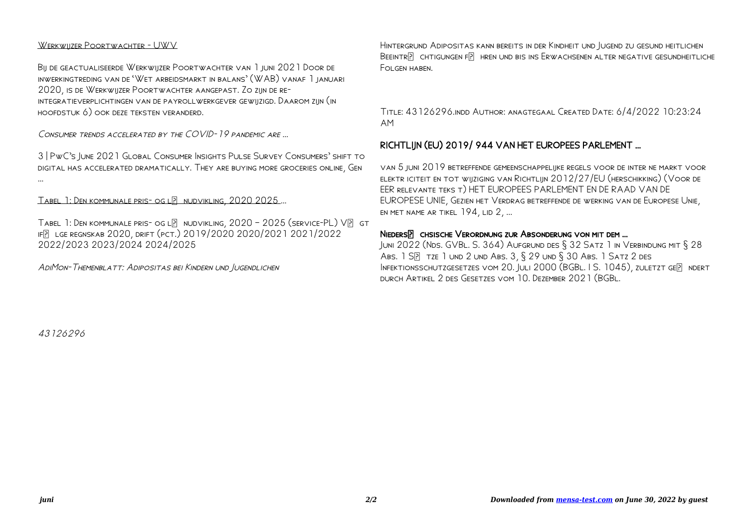Werkwijzer Poortwachter - UWV

Bij de geactualiseerde Werkwijzer Poortwachter van 1 juni 2021 Door de inwerkingtreding van de 'Wet arbeidsmarkt in balans' (WAB) vanaf 1 januari 2020, is de Werkwijzer Poortwachter aangepast. Zo zijn de re-integratieverplichtingen van de payrollwerkgever gewijzigd. Daarom zijn (in hoofdstuk 6) ook deze teksten veranderd.

*Consumer trends accelerated by the COVID-19 pandemic are ...*

3 | PwC's June 2021 Global Consumer Insights Pulse Survey Consumers' shift to digital has accelerated dramatically. They are buying more groceries online, Gen ...

Tabel 1: Den kommunale pris- og l� nudvikling, 2020 2025 ...

Tabel 1: Den kommunale pris- og l� nudvikling, 2020 – 2025 (service-PL) V� gt if� lge regnskab 2020, drift (pct.) 2019/2020 2020/2021 2021/2022 2022/2023 2023/2024 2024/2025

*AdiMon-Themenblatt: Adipositas bei Kindern und Jugendlichen*

Hintergrund Adipositas kann bereits in der Kindheit und Jugend zu gesund heitlichen Beeintr� chtigungen f� hren und bis ins Erwachsenen alter negative gesundheitliche Folgen haben.

Title: 43126296.indd Author: anagtegaal Created Date: 6/4/2022 10:23:24 AM

## RICHTLIJN (EU) 2019/ 944 VAN HET EUROPEES PARLEMENT ...

van 5 juni 2019 betreffende gemeenschappelijke regels voor de inter ne markt voor elektr iciteit en tot wijziging van Richtlijn 2012/27/EU (herschikking) (Voor de EER relevante teks t) HET EUROPEES PARLEMENT EN DE RAAD VAN DE EUROPESE UNIE, Gezien het Verdrag betreffende de werking van de Europese Unie, en met name ar tikel 194, lid 2, ...

**Nieders� chsische Verordnung zur Absonderung von mit dem ...**

Juni 2022 (Nds. GVBl. S. 364) Aufgrund des § 32 Satz 1 in Verbindung mit § 28 Abs. 1 S� tze 1 und 2 und Abs. 3, § 29 und § 30 Abs. 1 Satz 2 des Infektionsschutzgesetzes vom 20. Juli 2000 (BGBl. I S. 1045), zuletzt ge� ndert durch Artikel 2 des Gesetzes vom 10. Dezember 2021 (BGBl.

*43126296*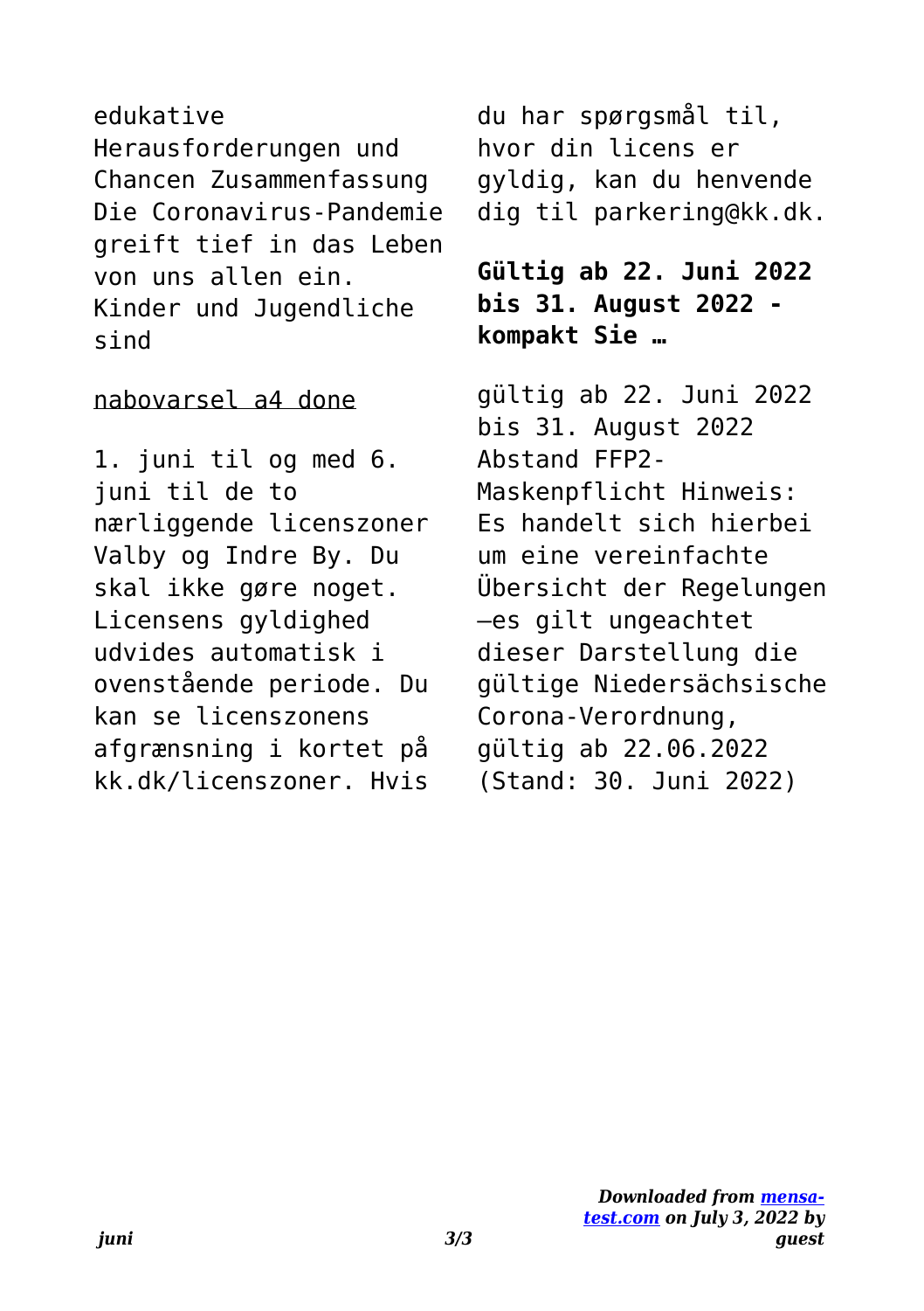edukative Herausforderungen und Chancen Zusammenfassung Die Coronavirus-Pandemie greift tief in das Leben von uns allen ein. Kinder und Jugendliche sind

nabovarsel a4 done

1. juni til og med 6. juni til de to nærliggende licenszoner Valby og Indre By. Du skal ikke gøre noget. Licensens gyldighed udvides automatisk i ovenstående periode. Du kan se licenszonens afgrænsning i kortet på kk.dk/licenszoner. Hvis du har spørgsmål til, hvor din licens er gyldig, kan du henvende dig til parkering@kk.dk.

**Gültig ab 22. Juni 2022 bis 31. August 2022 - kompakt Sie …**

gültig ab 22. Juni 2022 bis 31. August 2022 Abstand FFP2-Maskenpflicht Hinweis: Es handelt sich hierbei um eine vereinfachte Übersicht der Regelungen –es gilt ungeachtet dieser Darstellung die gültige Niedersächsische Corona-Verordnung, gültig ab 22.06.2022 (Stand: 30. Juni 2022)